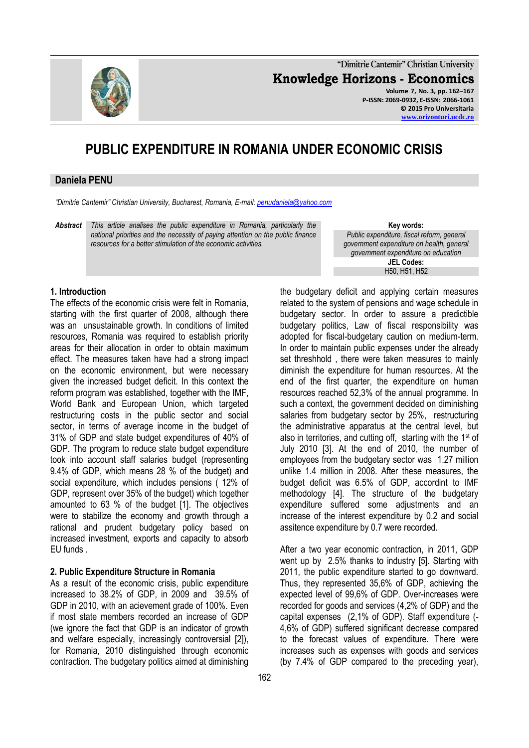"Dimitrie Cantemir" Christian University

**Knowledge Horizons - Economics**

Volume 7, No. 3, pp. 162–167
P-ISSN: 2069-0932, E-ISSN: 2066-1061
© 2015 Pro Universitaria
www.orizonturi.ucdc.ro

# PUBLIC EXPENDITURE IN ROMANIA UNDER ECONOMIC CRISIS

**Daniela PENU**

*"Dimitrie Cantemir" Christian University, Bucharest, Romania, E-mail: penudaniela@yahoo.com*

***Abstract*** *This article analises the public expenditure in Romania, particularly the national priorities and the necessity of paying attention on the public finance resources for a better stimulation of the economic activities.*

**Key words:**
*Public expenditure, fiscal reform, general government expenditure on health, general government expenditure on education*

**JEL Codes:**
H50, H51, H52

## 1. Introduction

The effects of the economic crisis were felt in Romania, starting with the first quarter of 2008, although there was an unsustainable growth. In conditions of limited resources, Romania was required to establish priority areas for their allocation in order to obtain maximum effect. The measures taken have had a strong impact on the economic environment, but were necessary given the increased budget deficit. In this context the reform program was established, together with the IMF, World Bank and European Union, which targeted restructuring costs in the public sector and social sector, in terms of average income in the budget of 31% of GDP and state budget expenditures of 40% of GDP. The program to reduce state budget expenditure took into account staff salaries budget (representing 9.4% of GDP, which means 28 % of the budget) and social expenditure, which includes pensions ( 12% of GDP, represent over 35% of the budget) which together amounted to 63 % of the budget [1]. The objectives were to stabilize the economy and growth through a rational and prudent budgetary policy based on increased investment, exports and capacity to absorb EU funds .

## 2. Public Expenditure Structure in Romania

As a result of the economic crisis, public expenditure increased to 38.2% of GDP, in 2009 and 39.5% of GDP in 2010, with an acievement grade of 100%. Even if most state members recorded an increase of GDP (we ignore the fact that GDP is an indicator of growth and welfare especially, increasingly controversial [2]), for Romania, 2010 distinguished through economic contraction. The budgetary politics aimed at diminishing the budgetary deficit and applying certain measures related to the system of pensions and wage schedule in budgetary sector. In order to assure a predictible budgetary politics, Law of fiscal responsibility was adopted for fiscal-budgetary caution on medium-term. In order to maintain public expenses under the already set threshhold , there were taken measures to mainly diminish the expenditure for human resources. At the end of the first quarter, the expenditure on human resources reached 52,3% of the annual programme. In such a context, the government decided on diminishing salaries from budgetary sector by 25%, restructuring the administrative apparatus at the central level, but also in territories, and cutting off, starting with the 1st of July 2010 [3]. At the end of 2010, the number of employees from the budgetary sector was 1.27 million unlike 1.4 million in 2008. After these measures, the budget deficit was 6.5% of GDP, accordint to IMF methodology [4]. The structure of the budgetary expenditure suffered some adjustments and an increase of the interest expenditure by 0.2 and social assitence expenditure by 0.7 were recorded.

After a two year economic contraction, in 2011, GDP went up by 2.5% thanks to industry [5]. Starting with 2011, the public expenditure started to go downward. Thus, they represented 35,6% of GDP, achieving the expected level of 99,6% of GDP. Over-increases were recorded for goods and services (4,2% of GDP) and the capital expenses (2,1% of GDP). Staff expenditure (-4,6% of GDP) suffered significant decrease compared to the forecast values of expenditure. There were increases such as expenses with goods and services (by 7.4% of GDP compared to the preceding year),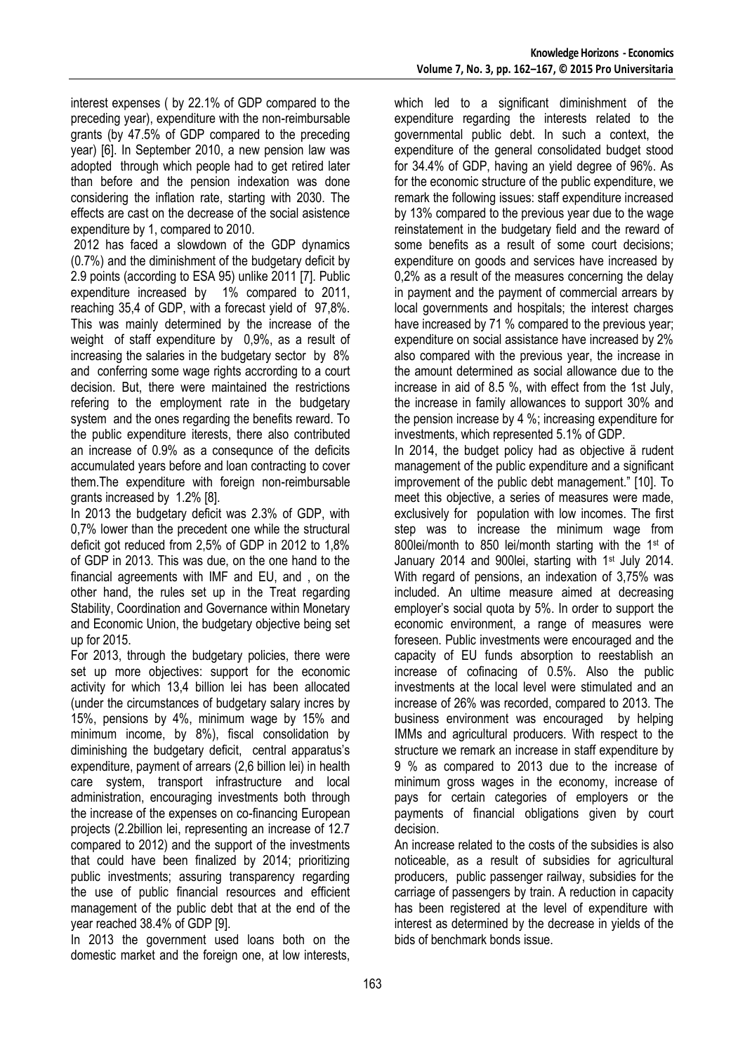interest expenses ( by 22.1% of GDP compared to the preceding year), expenditure with the non-reimbursable grants (by 47.5% of GDP compared to the preceding year) [6]. In September 2010, a new pension law was adopted through which people had to get retired later than before and the pension indexation was done considering the inflation rate, starting with 2030. The effects are cast on the decrease of the social asistence expenditure by 1, compared to 2010.

2012 has faced a slowdown of the GDP dynamics (0.7%) and the diminishment of the budgetary deficit by 2.9 points (according to ESA 95) unlike 2011 [7]. Public expenditure increased by 1% compared to 2011, reaching 35,4 of GDP, with a forecast yield of 97,8%. This was mainly determined by the increase of the weight of staff expenditure by 0,9%, as a result of increasing the salaries in the budgetary sector by 8% and conferring some wage rights accrording to a court decision. But, there were maintained the restrictions refering to the employment rate in the budgetary system and the ones regarding the benefits reward. To the public expenditure iterests, there also contributed an increase of 0.9% as a consequnce of the deficits accumulated years before and loan contracting to cover them.The expenditure with foreign non-reimbursable grants increased by 1.2% [8].

In 2013 the budgetary deficit was 2.3% of GDP, with 0,7% lower than the precedent one while the structural deficit got reduced from 2,5% of GDP in 2012 to 1,8% of GDP in 2013. This was due, on the one hand to the financial agreements with IMF and EU, and , on the other hand, the rules set up in the Treat regarding Stability, Coordination and Governance within Monetary and Economic Union, the budgetary objective being set up for 2015.

For 2013, through the budgetary policies, there were set up more objectives: support for the economic activity for which 13,4 billion lei has been allocated (under the circumstances of budgetary salary incres by 15%, pensions by 4%, minimum wage by 15% and minimum income, by 8%), fiscal consolidation by diminishing the budgetary deficit, central apparatus's expenditure, payment of arrears (2,6 billion lei) in health care system, transport infrastructure and local administration, encouraging investments both through the increase of the expenses on co-financing European projects (2.2billion lei, representing an increase of 12.7 compared to 2012) and the support of the investments that could have been finalized by 2014; prioritizing public investments; assuring transparency regarding the use of public financial resources and efficient management of the public debt that at the end of the year reached 38.4% of GDP [9].

In 2013 the government used loans both on the domestic market and the foreign one, at low interests, which led to a significant diminishment of the expenditure regarding the interests related to the governmental public debt. In such a context, the expenditure of the general consolidated budget stood for 34.4% of GDP, having an yield degree of 96%. As for the economic structure of the public expenditure, we remark the following issues: staff expenditure increased by 13% compared to the previous year due to the wage reinstatement in the budgetary field and the reward of some benefits as a result of some court decisions; expenditure on goods and services have increased by 0,2% as a result of the measures concerning the delay in payment and the payment of commercial arrears by local governments and hospitals; the interest charges have increased by 71 % compared to the previous year; expenditure on social assistance have increased by 2% also compared with the previous year, the increase in the amount determined as social allowance due to the increase in aid of 8.5 %, with effect from the 1st July, the increase in family allowances to support 30% and the pension increase by 4 %; increasing expenditure for investments, which represented 5.1% of GDP.

In 2014, the budget policy had as objective ä rudent management of the public expenditure and a significant improvement of the public debt management." [10]. To meet this objective, a series of measures were made, exclusively for population with low incomes. The first step was to increase the minimum wage from 800lei/month to 850 lei/month starting with the 1st of January 2014 and 900lei, starting with 1st July 2014. With regard of pensions, an indexation of 3,75% was included. An ultime measure aimed at decreasing employer's social quota by 5%. In order to support the economic environment, a range of measures were foreseen. Public investments were encouraged and the capacity of EU funds absorption to reestablish an increase of cofinacing of 0.5%. Also the public investments at the local level were stimulated and an increase of 26% was recorded, compared to 2013. The business environment was encouraged by helping IMMs and agricultural producers. With respect to the structure we remark an increase in staff expenditure by 9 % as compared to 2013 due to the increase of minimum gross wages in the economy, increase of pays for certain categories of employers or the payments of financial obligations given by court decision.

An increase related to the costs of the subsidies is also noticeable, as a result of subsidies for agricultural producers, public passenger railway, subsidies for the carriage of passengers by train. A reduction in capacity has been registered at the level of expenditure with interest as determined by the decrease in yields of the bids of benchmark bonds issue.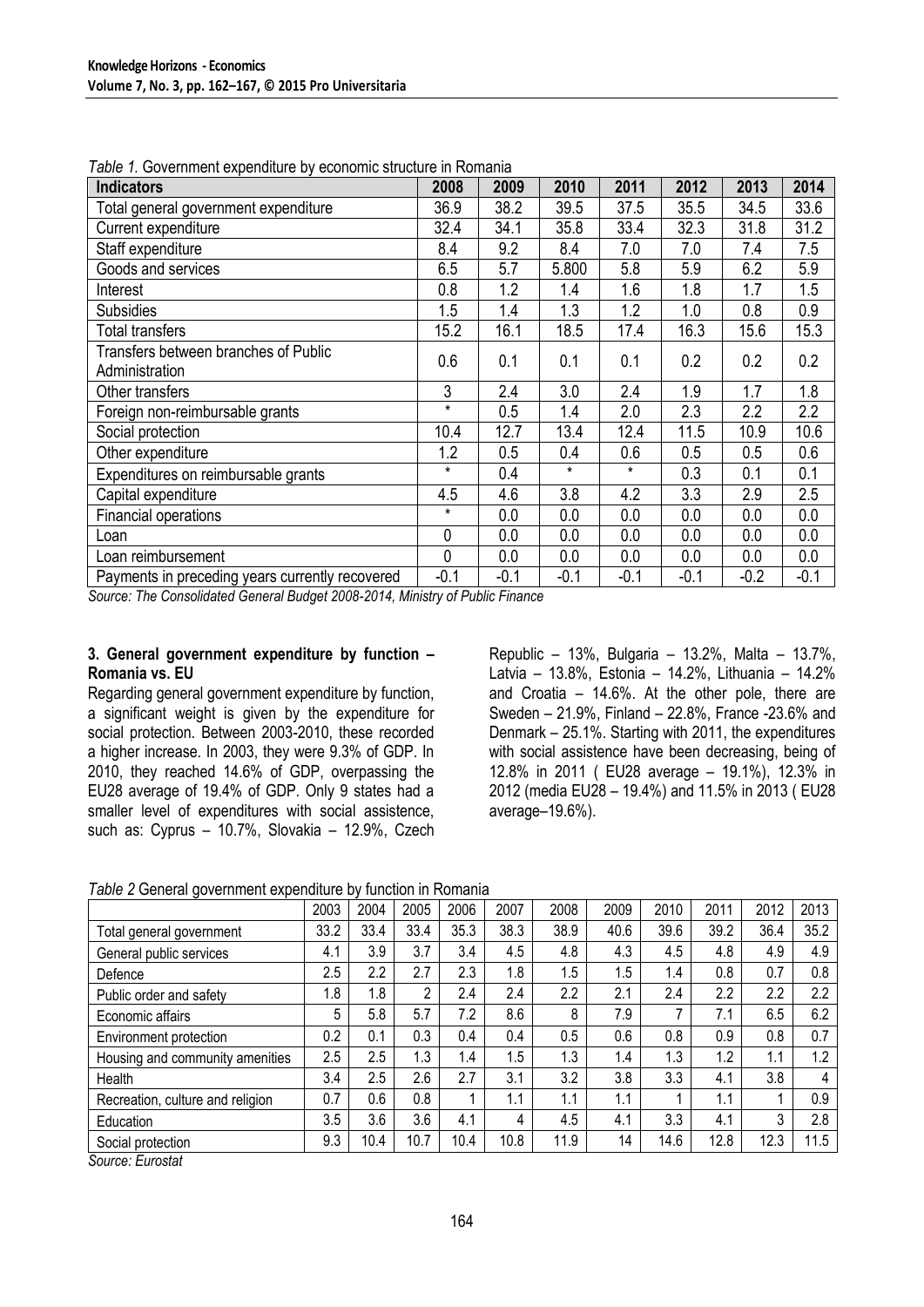*Table 1.* Government expenditure by economic structure in Romania

| Indicators | 2008 | 2009 | 2010 | 2011 | 2012 | 2013 | 2014 |
|---|---|---|---|---|---|---|---|
| Total general government expenditure | 36.9 | 38.2 | 39.5 | 37.5 | 35.5 | 34.5 | 33.6 |
| Current expenditure | 32.4 | 34.1 | 35.8 | 33.4 | 32.3 | 31.8 | 31.2 |
| Staff expenditure | 8.4 | 9.2 | 8.4 | 7.0 | 7.0 | 7.4 | 7.5 |
| Goods and services | 6.5 | 5.7 | 5.800 | 5.8 | 5.9 | 6.2 | 5.9 |
| Interest | 0.8 | 1.2 | 1.4 | 1.6 | 1.8 | 1.7 | 1.5 |
| Subsidies | 1.5 | 1.4 | 1.3 | 1.2 | 1.0 | 0.8 | 0.9 |
| Total transfers | 15.2 | 16.1 | 18.5 | 17.4 | 16.3 | 15.6 | 15.3 |
| Transfers between branches of Public Administration | 0.6 | 0.1 | 0.1 | 0.1 | 0.2 | 0.2 | 0.2 |
| Other transfers | 3 | 2.4 | 3.0 | 2.4 | 1.9 | 1.7 | 1.8 |
| Foreign non-reimbursable grants | * | 0.5 | 1.4 | 2.0 | 2.3 | 2.2 | 2.2 |
| Social protection | 10.4 | 12.7 | 13.4 | 12.4 | 11.5 | 10.9 | 10.6 |
| Other expenditure | 1.2 | 0.5 | 0.4 | 0.6 | 0.5 | 0.5 | 0.6 |
| Expenditures on reimbursable grants | * | 0.4 | * | * | 0.3 | 0.1 | 0.1 |
| Capital expenditure | 4.5 | 4.6 | 3.8 | 4.2 | 3.3 | 2.9 | 2.5 |
| Financial operations | * | 0.0 | 0.0 | 0.0 | 0.0 | 0.0 | 0.0 |
| Loan | 0 | 0.0 | 0.0 | 0.0 | 0.0 | 0.0 | 0.0 |
| Loan reimbursement | 0 | 0.0 | 0.0 | 0.0 | 0.0 | 0.0 | 0.0 |
| Payments in preceding years currently recovered | -0.1 | -0.1 | -0.1 | -0.1 | -0.1 | -0.2 | -0.1 |

*Source: The Consolidated General Budget 2008-2014, Ministry of Public Finance*

### 3. General government expenditure by function – Romania vs. EU

Regarding general government expenditure by function, a significant weight is given by the expenditure for social protection. Between 2003-2010, these recorded a higher increase. In 2003, they were 9.3% of GDP. In 2010, they reached 14.6% of GDP, overpassing the EU28 average of 19.4% of GDP. Only 9 states had a smaller level of expenditures with social assistence, such as: Cyprus – 10.7%, Slovakia – 12.9%, Czech Republic – 13%, Bulgaria – 13.2%, Malta – 13.7%, Latvia – 13.8%, Estonia – 14.2%, Lithuania – 14.2% and Croatia – 14.6%. At the other pole, there are Sweden – 21.9%, Finland – 22.8%, France -23.6% and Denmark – 25.1%. Starting with 2011, the expenditures with social assistence have been decreasing, being of 12.8% in 2011 ( EU28 average – 19.1%), 12.3% in 2012 (media EU28 – 19.4%) and 11.5% in 2013 ( EU28 average–19.6%).

*Table 2* General government expenditure by function in Romania

| | 2003 | 2004 | 2005 | 2006 | 2007 | 2008 | 2009 | 2010 | 2011 | 2012 | 2013 |
|---|---|---|---|---|---|---|---|---|---|---|---|
| Total general government | 33.2 | 33.4 | 33.4 | 35.3 | 38.3 | 38.9 | 40.6 | 39.6 | 39.2 | 36.4 | 35.2 |
| General public services | 4.1 | 3.9 | 3.7 | 3.4 | 4.5 | 4.8 | 4.3 | 4.5 | 4.8 | 4.9 | 4.9 |
| Defence | 2.5 | 2.2 | 2.7 | 2.3 | 1.8 | 1.5 | 1.5 | 1.4 | 0.8 | 0.7 | 0.8 |
| Public order and safety | 1.8 | 1.8 | 2 | 2.4 | 2.4 | 2.2 | 2.1 | 2.4 | 2.2 | 2.2 | 2.2 |
| Economic affairs | 5 | 5.8 | 5.7 | 7.2 | 8.6 | 8 | 7.9 | 7 | 7.1 | 6.5 | 6.2 |
| Environment protection | 0.2 | 0.1 | 0.3 | 0.4 | 0.4 | 0.5 | 0.6 | 0.8 | 0.9 | 0.8 | 0.7 |
| Housing and community amenities | 2.5 | 2.5 | 1.3 | 1.4 | 1.5 | 1.3 | 1.4 | 1.3 | 1.2 | 1.1 | 1.2 |
| Health | 3.4 | 2.5 | 2.6 | 2.7 | 3.1 | 3.2 | 3.8 | 3.3 | 4.1 | 3.8 | 4 |
| Recreation, culture and religion | 0.7 | 0.6 | 0.8 | 1 | 1.1 | 1.1 | 1.1 | 1 | 1.1 | 1 | 0.9 |
| Education | 3.5 | 3.6 | 3.6 | 4.1 | 4 | 4.5 | 4.1 | 3.3 | 4.1 | 3 | 2.8 |
| Social protection | 9.3 | 10.4 | 10.7 | 10.4 | 10.8 | 11.9 | 14 | 14.6 | 12.8 | 12.3 | 11.5 |

*Source: Eurostat*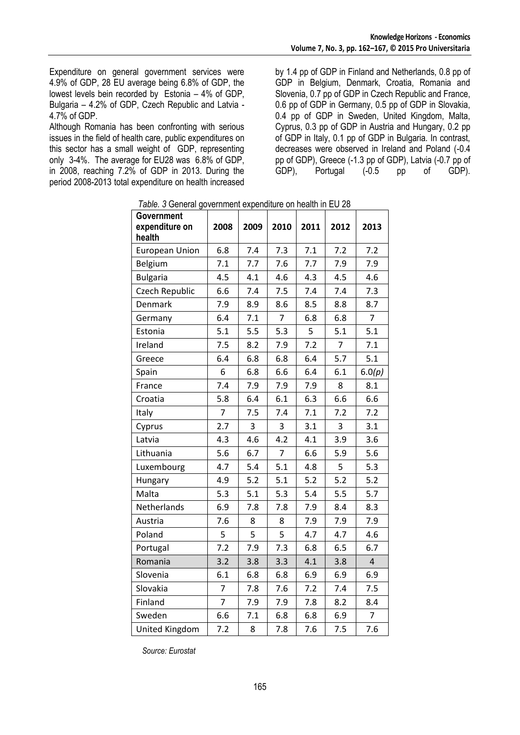Expenditure on general government services were 4.9% of GDP, 28 EU average being 6.8% of GDP, the lowest levels bein recorded by Estonia – 4% of GDP, Bulgaria – 4.2% of GDP, Czech Republic and Latvia - 4.7% of GDP.

Although Romania has been confronting with serious issues in the field of health care, public expenditures on this sector has a small weight of GDP, representing only 3-4%. The average for EU28 was 6.8% of GDP, in 2008, reaching 7.2% of GDP in 2013. During the period 2008-2013 total expenditure on health increased by 1.4 pp of GDP in Finland and Netherlands, 0.8 pp of GDP in Belgium, Denmark, Croatia, Romania and Slovenia, 0.7 pp of GDP in Czech Republic and France, 0.6 pp of GDP in Germany, 0.5 pp of GDP in Slovakia, 0.4 pp of GDP in Sweden, United Kingdom, Malta, Cyprus, 0.3 pp of GDP in Austria and Hungary, 0.2 pp of GDP in Italy, 0.1 pp of GDP in Bulgaria. In contrast, decreases were observed in Ireland and Poland (-0.4 pp of GDP), Greece (-1.3 pp of GDP), Latvia (-0.7 pp of GDP), Portugal (-0.5 pp of GDP).

*Table. 3* General government expenditure on health in EU 28

| Government expenditure on health | 2008 | 2009 | 2010 | 2011 | 2012 | 2013 |
|---|---|---|---|---|---|---|
| European Union | 6.8 | 7.4 | 7.3 | 7.1 | 7.2 | 7.2 |
| Belgium | 7.1 | 7.7 | 7.6 | 7.7 | 7.9 | 7.9 |
| Bulgaria | 4.5 | 4.1 | 4.6 | 4.3 | 4.5 | 4.6 |
| Czech Republic | 6.6 | 7.4 | 7.5 | 7.4 | 7.4 | 7.3 |
| Denmark | 7.9 | 8.9 | 8.6 | 8.5 | 8.8 | 8.7 |
| Germany | 6.4 | 7.1 | 7 | 6.8 | 6.8 | 7 |
| Estonia | 5.1 | 5.5 | 5.3 | 5 | 5.1 | 5.1 |
| Ireland | 7.5 | 8.2 | 7.9 | 7.2 | 7 | 7.1 |
| Greece | 6.4 | 6.8 | 6.8 | 6.4 | 5.7 | 5.1 |
| Spain | 6 | 6.8 | 6.6 | 6.4 | 6.1 | 6.0*(p)* |
| France | 7.4 | 7.9 | 7.9 | 7.9 | 8 | 8.1 |
| Croatia | 5.8 | 6.4 | 6.1 | 6.3 | 6.6 | 6.6 |
| Italy | 7 | 7.5 | 7.4 | 7.1 | 7.2 | 7.2 |
| Cyprus | 2.7 | 3 | 3 | 3.1 | 3 | 3.1 |
| Latvia | 4.3 | 4.6 | 4.2 | 4.1 | 3.9 | 3.6 |
| Lithuania | 5.6 | 6.7 | 7 | 6.6 | 5.9 | 5.6 |
| Luxembourg | 4.7 | 5.4 | 5.1 | 4.8 | 5 | 5.3 |
| Hungary | 4.9 | 5.2 | 5.1 | 5.2 | 5.2 | 5.2 |
| Malta | 5.3 | 5.1 | 5.3 | 5.4 | 5.5 | 5.7 |
| Netherlands | 6.9 | 7.8 | 7.8 | 7.9 | 8.4 | 8.3 |
| Austria | 7.6 | 8 | 8 | 7.9 | 7.9 | 7.9 |
| Poland | 5 | 5 | 5 | 4.7 | 4.7 | 4.6 |
| Portugal | 7.2 | 7.9 | 7.3 | 6.8 | 6.5 | 6.7 |
| Romania | 3.2 | 3.8 | 3.3 | 4.1 | 3.8 | 4 |
| Slovenia | 6.1 | 6.8 | 6.8 | 6.9 | 6.9 | 6.9 |
| Slovakia | 7 | 7.8 | 7.6 | 7.2 | 7.4 | 7.5 |
| Finland | 7 | 7.9 | 7.9 | 7.8 | 8.2 | 8.4 |
| Sweden | 6.6 | 7.1 | 6.8 | 6.8 | 6.9 | 7 |
| United Kingdom | 7.2 | 8 | 7.8 | 7.6 | 7.5 | 7.6 |

*Source: Eurostat*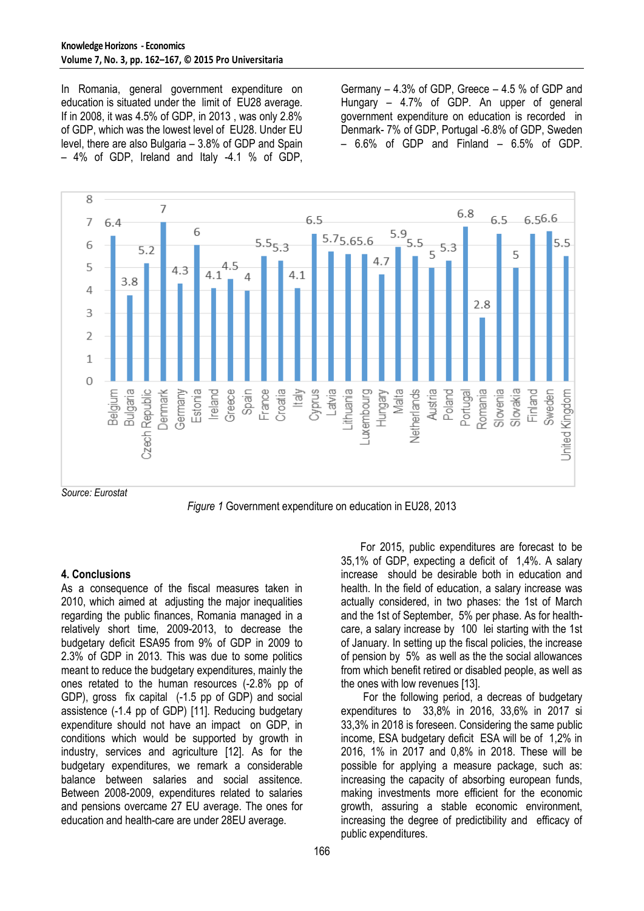In Romania, general government expenditure on education is situated under the limit of EU28 average. If in 2008, it was 4.5% of GDP, in 2013 , was only 2.8% of GDP, which was the lowest level of EU28. Under EU level, there are also Bulgaria – 3.8% of GDP and Spain – 4% of GDP, Ireland and Italy -4.1 % of GDP, Germany – 4.3% of GDP, Greece – 4.5 % of GDP and Hungary – 4.7% of GDP. An upper of general government expenditure on education is recorded in Denmark- 7% of GDP, Portugal -6.8% of GDP, Sweden – 6.6% of GDP and Finland – 6.5% of GDP.

| Country | % of GDP |
|---|---|
| Belgium | 6.4 |
| Bulgaria | 3.8 |
| Czech Republic | 5.2 |
| Denmark | 7 |
| Germany | 4.3 |
| Estonia | 6 |
| Ireland | 4.1 |
| Greece | 4.5 |
| Spain | 4 |
| France | 5.5 |
| Croatia | 5.3 |
| Italy | 4.1 |
| Cyprus | 6.5 |
| Latvia | 5.7 |
| Lithuania | 5.6 |
| Luxembourg | 5.6 |
| Hungary | 4.7 |
| Malta | 5.9 |
| Netherlands | 5.5 |
| Austria | 5 |
| Poland | 5.3 |
| Portugal | 6.8 |
| Romania | 2.8 |
| Slovenia | 6.5 |
| Slovakia | 5 |
| Finland | 6.5 |
| Sweden | 6.6 |
| United Kingdom | 5.5 |

*Source: Eurostat*

*Figure 1* Government expenditure on education in EU28, 2013

## 4. Conclusions

As a consequence of the fiscal measures taken in 2010, which aimed at adjusting the major inequalities regarding the public finances, Romania managed in a relatively short time, 2009-2013, to decrease the budgetary deficit ESA95 from 9% of GDP in 2009 to 2.3% of GDP in 2013. This was due to some politics meant to reduce the budgetary expenditures, mainly the ones retated to the human resources (-2.8% pp of GDP), gross fix capital (-1.5 pp of GDP) and social assistence (-1.4 pp of GDP) [11]. Reducing budgetary expenditure should not have an impact on GDP, in conditions which would be supported by growth in industry, services and agriculture [12]. As for the budgetary expenditures, we remark a considerable balance between salaries and social assitence. Between 2008-2009, expenditures related to salaries and pensions overcame 27 EU average. The ones for education and health-care are under 28EU average.

For 2015, public expenditures are forecast to be 35,1% of GDP, expecting a deficit of 1,4%. A salary increase should be desirable both in education and health. In the field of education, a salary increase was actually considered, in two phases: the 1st of March and the 1st of September, 5% per phase. As for health-care, a salary increase by 100 lei starting with the 1st of January. In setting up the fiscal policies, the increase of pension by 5% as well as the social allowances from which benefit retired or disabled people, as well as the ones with low revenues [13].

For the following period, a decreas of budgetary expenditures to 33,8% in 2016, 33,6% in 2017 si 33,3% in 2018 is foreseen. Considering the same public income, ESA budgetary deficit ESA will be of 1,2% in 2016, 1% in 2017 and 0,8% in 2018. These will be possible for applying a measure package, such as: increasing the capacity of absorbing european funds, making investments more efficient for the economic growth, assuring a stable economic environment, increasing the degree of predictibility and efficacy of public expenditures.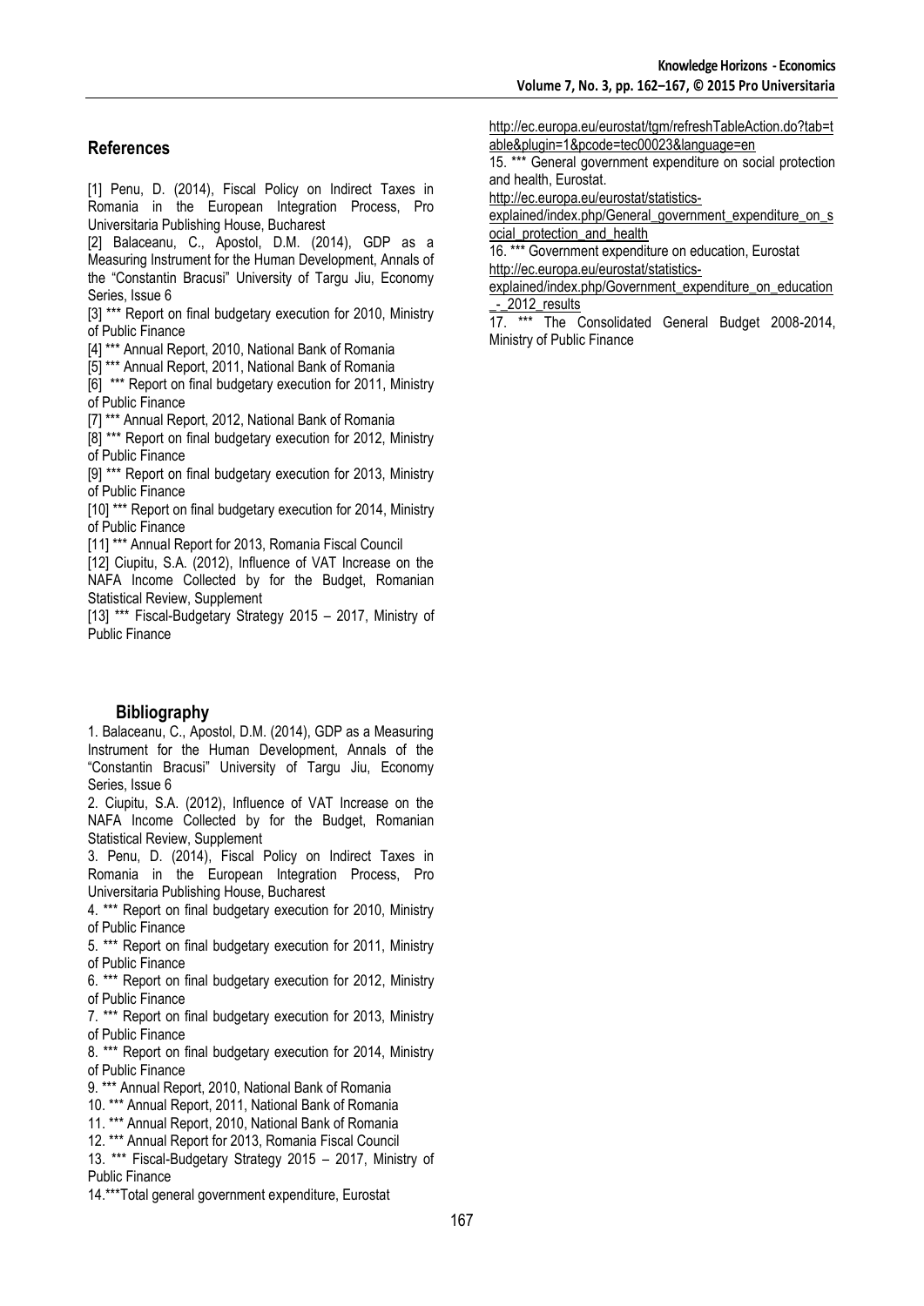## References

[1] Penu, D. (2014), Fiscal Policy on Indirect Taxes in Romania in the European Integration Process, Pro Universitaria Publishing House, Bucharest

[2] Balaceanu, C., Apostol, D.M. (2014), GDP as a Measuring Instrument for the Human Development, Annals of the "Constantin Bracusi" University of Targu Jiu, Economy Series, Issue 6

[3] *** Report on final budgetary execution for 2010, Ministry of Public Finance

[4] *** Annual Report, 2010, National Bank of Romania

[5] *** Annual Report, 2011, National Bank of Romania

[6] *** Report on final budgetary execution for 2011, Ministry of Public Finance

[7] *** Annual Report, 2012, National Bank of Romania

[8] *** Report on final budgetary execution for 2012, Ministry of Public Finance

[9] *** Report on final budgetary execution for 2013, Ministry of Public Finance

[10] *** Report on final budgetary execution for 2014, Ministry of Public Finance

[11] *** Annual Report for 2013, Romania Fiscal Council

[12] Ciupitu, S.A. (2012), Influence of VAT Increase on the NAFA Income Collected by for the Budget, Romanian Statistical Review, Supplement

[13] *** Fiscal-Budgetary Strategy 2015 – 2017, Ministry of Public Finance

## Bibliography

1. Balaceanu, C., Apostol, D.M. (2014), GDP as a Measuring Instrument for the Human Development, Annals of the "Constantin Bracusi" University of Targu Jiu, Economy Series, Issue 6
2. Ciupitu, S.A. (2012), Influence of VAT Increase on the NAFA Income Collected by for the Budget, Romanian Statistical Review, Supplement
3. Penu, D. (2014), Fiscal Policy on Indirect Taxes in Romania in the European Integration Process, Pro Universitaria Publishing House, Bucharest
4. *** Report on final budgetary execution for 2010, Ministry of Public Finance
5. *** Report on final budgetary execution for 2011, Ministry of Public Finance
6. *** Report on final budgetary execution for 2012, Ministry of Public Finance
7. *** Report on final budgetary execution for 2013, Ministry of Public Finance
8. *** Report on final budgetary execution for 2014, Ministry of Public Finance
9. *** Annual Report, 2010, National Bank of Romania
10. *** Annual Report, 2011, National Bank of Romania
11. *** Annual Report, 2010, National Bank of Romania
12. *** Annual Report for 2013, Romania Fiscal Council
13. *** Fiscal-Budgetary Strategy 2015 – 2017, Ministry of Public Finance
14. ***Total general government expenditure, Eurostat http://ec.europa.eu/eurostat/tgm/refreshTableAction.do?tab=table&plugin=1&pcode=tec00023&language=en
15. *** General government expenditure on social protection and health, Eurostat. http://ec.europa.eu/eurostat/statistics-explained/index.php/General_government_expenditure_on_social_protection_and_health
16. *** Government expenditure on education, Eurostat http://ec.europa.eu/eurostat/statistics-explained/index.php/Government_expenditure_on_education_-_2012_results
17. *** The Consolidated General Budget 2008-2014, Ministry of Public Finance